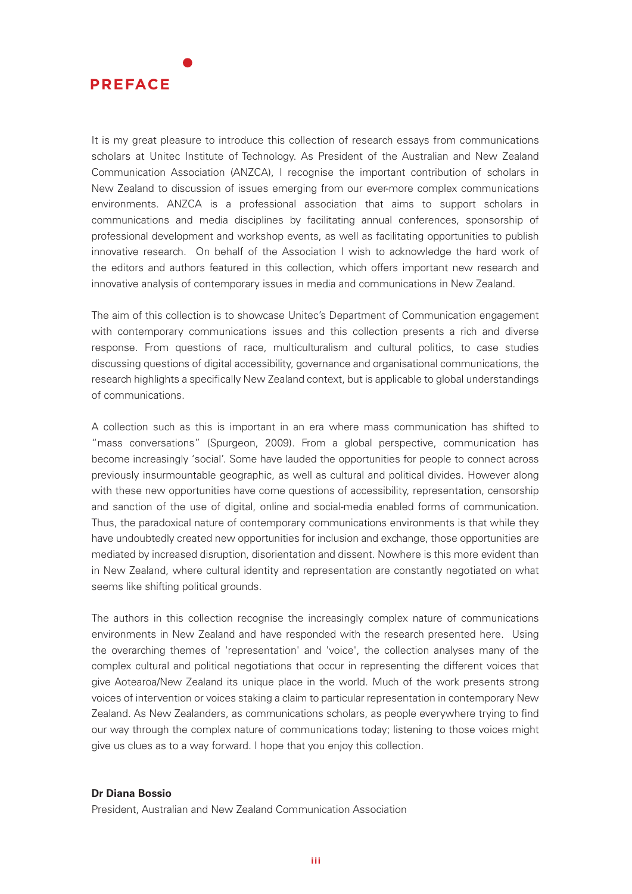# PREFACE

It is my great pleasure to introduce this collection of research essays from communications scholars at Unitec Institute of Technology. As President of the Australian and New Zealand Communication Association (ANZCA), I recognise the important contribution of scholars in New Zealand to discussion of issues emerging from our ever-more complex communications environments. ANZCA is a professional association that aims to support scholars in communications and media disciplines by facilitating annual conferences, sponsorship of professional development and workshop events, as well as facilitating opportunities to publish innovative research. On behalf of the Association I wish to acknowledge the hard work of the editors and authors featured in this collection, which offers important new research and innovative analysis of contemporary issues in media and communications in New Zealand.

The aim of this collection is to showcase Unitec's Department of Communication engagement with contemporary communications issues and this collection presents a rich and diverse response. From questions of race, multiculturalism and cultural politics, to case studies discussing questions of digital accessibility, governance and organisational communications, the research highlights a specifically New Zealand context, but is applicable to global understandings of communications.

A collection such as this is important in an era where mass communication has shifted to "mass conversations" (Spurgeon, 2009). From a global perspective, communication has become increasingly 'social'. Some have lauded the opportunities for people to connect across previously insurmountable geographic, as well as cultural and political divides. However along with these new opportunities have come questions of accessibility, representation, censorship and sanction of the use of digital, online and social-media enabled forms of communication. Thus, the paradoxical nature of contemporary communications environments is that while they have undoubtedly created new opportunities for inclusion and exchange, those opportunities are mediated by increased disruption, disorientation and dissent. Nowhere is this more evident than in New Zealand, where cultural identity and representation are constantly negotiated on what seems like shifting political grounds.

The authors in this collection recognise the increasingly complex nature of communications environments in New Zealand and have responded with the research presented here. Using the overarching themes of 'representation' and 'voice', the collection analyses many of the complex cultural and political negotiations that occur in representing the different voices that give Aotearoa/New Zealand its unique place in the world. Much of the work presents strong voices of intervention or voices staking a claim to particular representation in contemporary New Zealand. As New Zealanders, as communications scholars, as people everywhere trying to find our way through the complex nature of communications today; listening to those voices might give us clues as to a way forward. I hope that you enjoy this collection.

**Dr Diana Bossio**
President, Australian and New Zealand Communication Association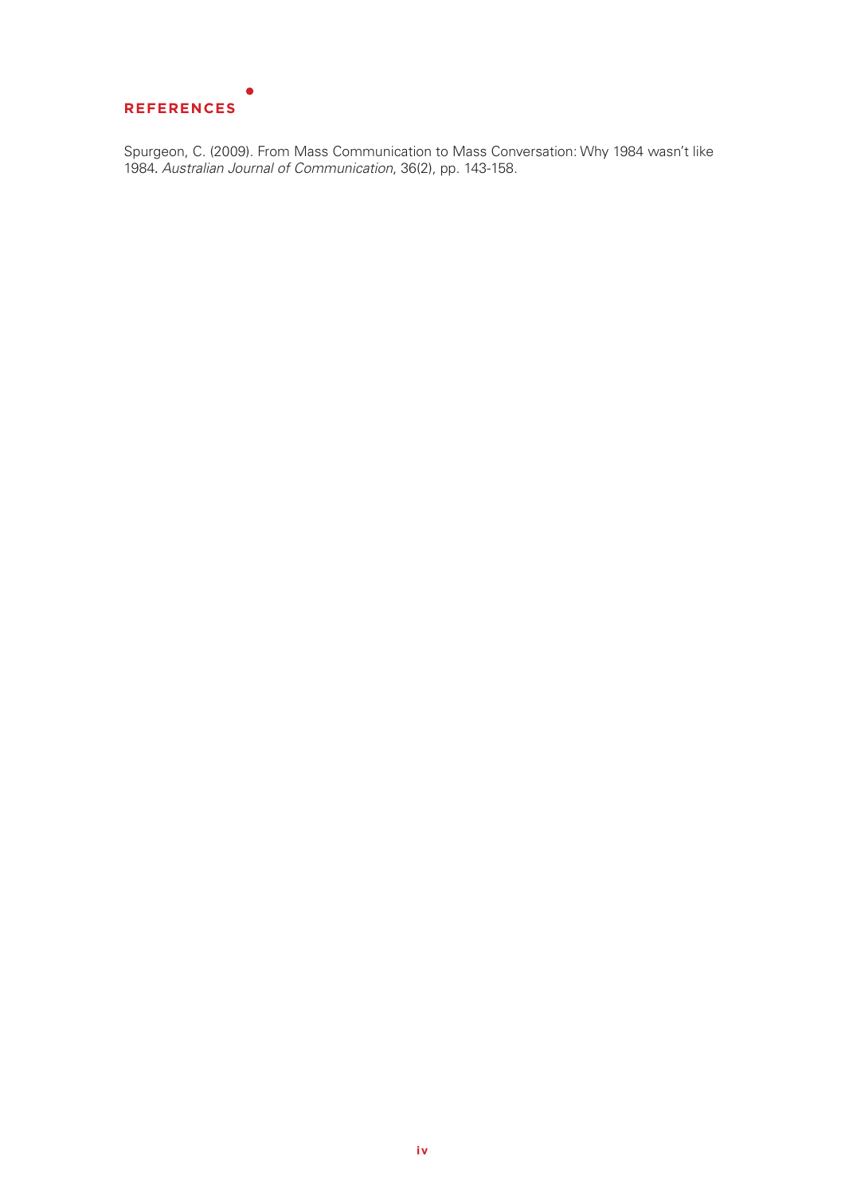## REFERENCES

Spurgeon, C. (2009). From Mass Communication to Mass Conversation: Why 1984 wasn't like 1984. *Australian Journal of Communication*, 36(2), pp. 143-158.